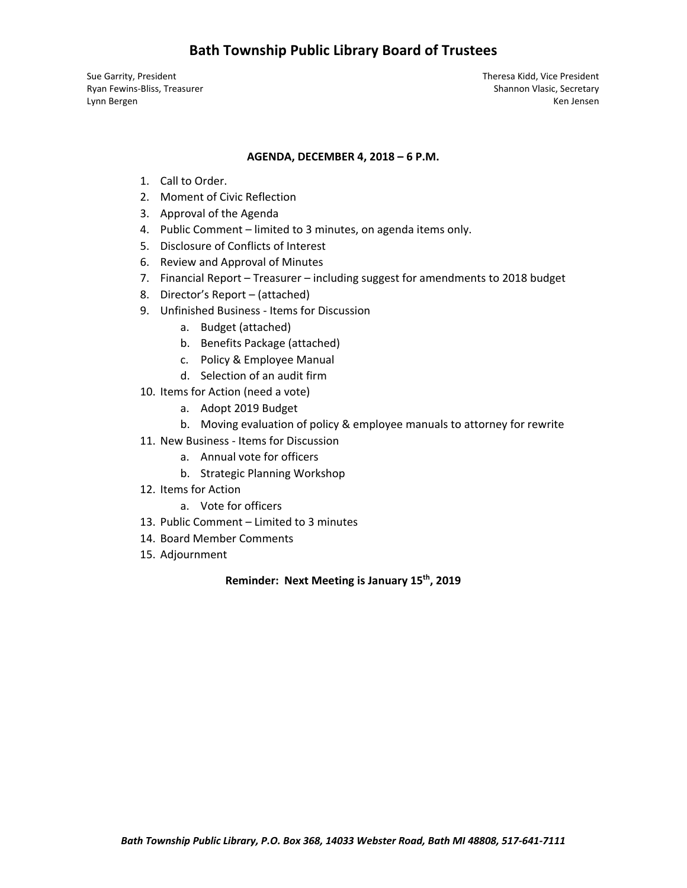# Bath Township Public Library Board of Trustees

Sue Garrity, President
Ryan Fewins-Bliss, Treasurer
Lynn Bergen

Theresa Kidd, Vice President
Shannon Vlasic, Secretary
Ken Jensen

**AGENDA, DECEMBER 4, 2018 – 6 P.M.**

1. Call to Order.
2. Moment of Civic Reflection
3. Approval of the Agenda
4. Public Comment – limited to 3 minutes, on agenda items only.
5. Disclosure of Conflicts of Interest
6. Review and Approval of Minutes
7. Financial Report – Treasurer – including suggest for amendments to 2018 budget
8. Director's Report – (attached)
9. Unfinished Business - Items for Discussion
   a. Budget (attached)
   b. Benefits Package (attached)
   c. Policy & Employee Manual
   d. Selection of an audit firm
10. Items for Action (need a vote)
    a. Adopt 2019 Budget
    b. Moving evaluation of policy & employee manuals to attorney for rewrite
11. New Business - Items for Discussion
    a. Annual vote for officers
    b. Strategic Planning Workshop
12. Items for Action
    a. Vote for officers
13. Public Comment – Limited to 3 minutes
14. Board Member Comments
15. Adjournment

**Reminder: Next Meeting is January 15th, 2019**

***Bath Township Public Library, P.O. Box 368, 14033 Webster Road, Bath MI 48808, 517-641-7111***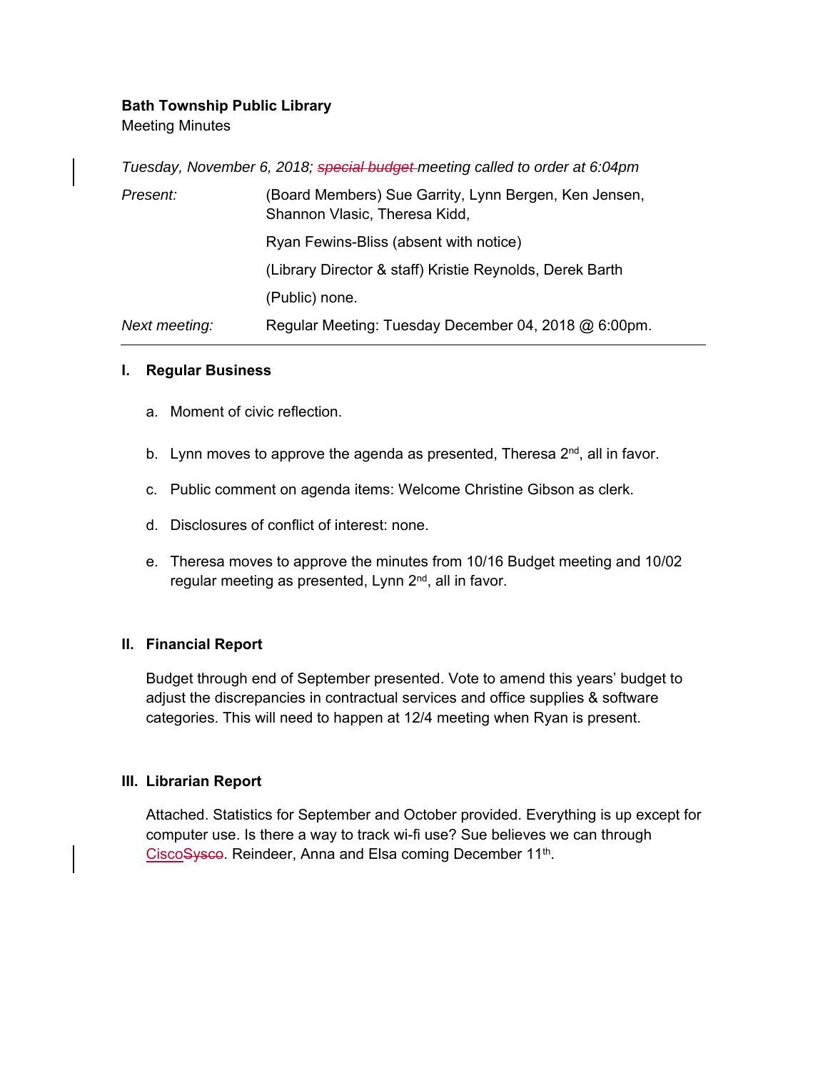**Bath Township Public Library**
Meeting Minutes

*Tuesday, November 6, 2018; ~~special budget~~ meeting called to order at 6:04pm*

| | |
|---|---|
| *Present:* | (Board Members) Sue Garrity, Lynn Bergen, Ken Jensen, Shannon Vlasic, Theresa Kidd, |
| | Ryan Fewins-Bliss (absent with notice) |
| | (Library Director & staff) Kristie Reynolds, Derek Barth |
| | (Public) none. |
| *Next meeting:* | Regular Meeting: Tuesday December 04, 2018 @ 6:00pm. |

---

## I. Regular Business

a. Moment of civic reflection.

b. Lynn moves to approve the agenda as presented, Theresa 2nd, all in favor.

c. Public comment on agenda items: Welcome Christine Gibson as clerk.

d. Disclosures of conflict of interest: none.

e. Theresa moves to approve the minutes from 10/16 Budget meeting and 10/02 regular meeting as presented, Lynn 2nd, all in favor.

## II. Financial Report

Budget through end of September presented. Vote to amend this years' budget to adjust the discrepancies in contractual services and office supplies & software categories. This will need to happen at 12/4 meeting when Ryan is present.

## III. Librarian Report

Attached. Statistics for September and October provided. Everything is up except for computer use. Is there a way to track wi-fi use? Sue believes we can through Cisco~~Sysco~~. Reindeer, Anna and Elsa coming December 11th.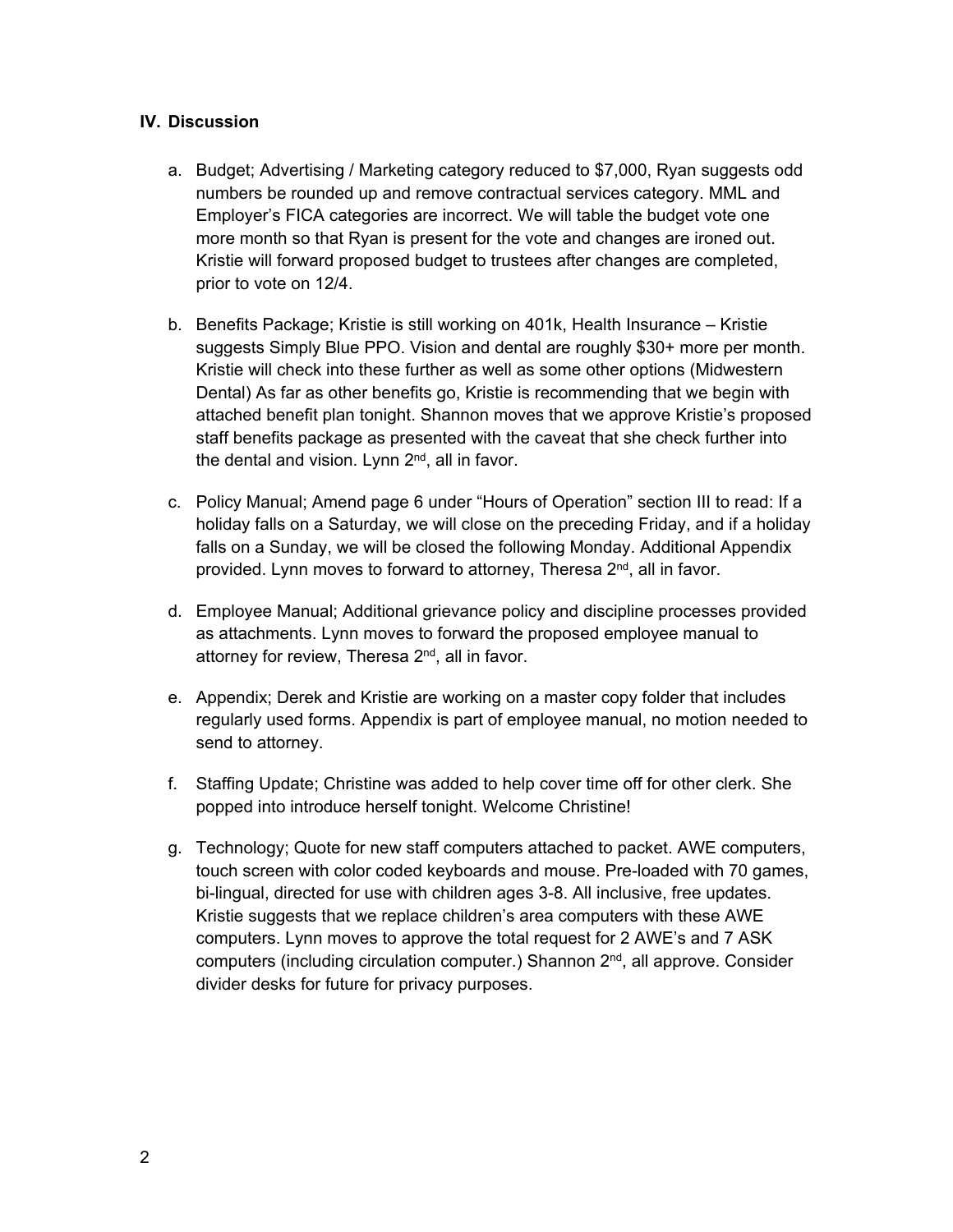## IV. Discussion

a. Budget; Advertising / Marketing category reduced to $7,000, Ryan suggests odd numbers be rounded up and remove contractual services category. MML and Employer's FICA categories are incorrect. We will table the budget vote one more month so that Ryan is present for the vote and changes are ironed out. Kristie will forward proposed budget to trustees after changes are completed, prior to vote on 12/4.

b. Benefits Package; Kristie is still working on 401k, Health Insurance – Kristie suggests Simply Blue PPO. Vision and dental are roughly $30+ more per month. Kristie will check into these further as well as some other options (Midwestern Dental) As far as other benefits go, Kristie is recommending that we begin with attached benefit plan tonight. Shannon moves that we approve Kristie's proposed staff benefits package as presented with the caveat that she check further into the dental and vision. Lynn 2nd, all in favor.

c. Policy Manual; Amend page 6 under "Hours of Operation" section III to read: If a holiday falls on a Saturday, we will close on the preceding Friday, and if a holiday falls on a Sunday, we will be closed the following Monday. Additional Appendix provided. Lynn moves to forward to attorney, Theresa 2nd, all in favor.

d. Employee Manual; Additional grievance policy and discipline processes provided as attachments. Lynn moves to forward the proposed employee manual to attorney for review, Theresa 2nd, all in favor.

e. Appendix; Derek and Kristie are working on a master copy folder that includes regularly used forms. Appendix is part of employee manual, no motion needed to send to attorney.

f. Staffing Update; Christine was added to help cover time off for other clerk. She popped into introduce herself tonight. Welcome Christine!

g. Technology; Quote for new staff computers attached to packet. AWE computers, touch screen with color coded keyboards and mouse. Pre-loaded with 70 games, bi-lingual, directed for use with children ages 3-8. All inclusive, free updates. Kristie suggests that we replace children's area computers with these AWE computers. Lynn moves to approve the total request for 2 AWE's and 7 ASK computers (including circulation computer.) Shannon 2nd, all approve. Consider divider desks for future for privacy purposes.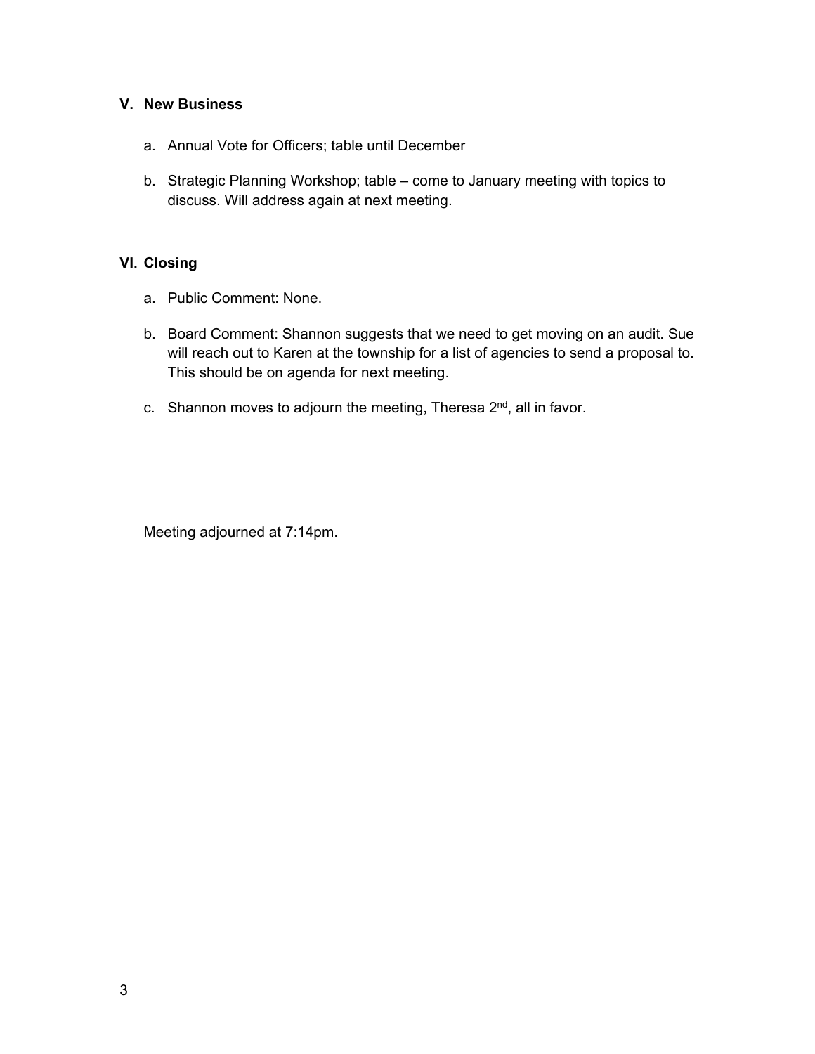## V. New Business

a. Annual Vote for Officers; table until December

b. Strategic Planning Workshop; table – come to January meeting with topics to discuss. Will address again at next meeting.

## VI. Closing

a. Public Comment: None.

b. Board Comment: Shannon suggests that we need to get moving on an audit. Sue will reach out to Karen at the township for a list of agencies to send a proposal to. This should be on agenda for next meeting.

c. Shannon moves to adjourn the meeting, Theresa 2nd, all in favor.

Meeting adjourned at 7:14pm.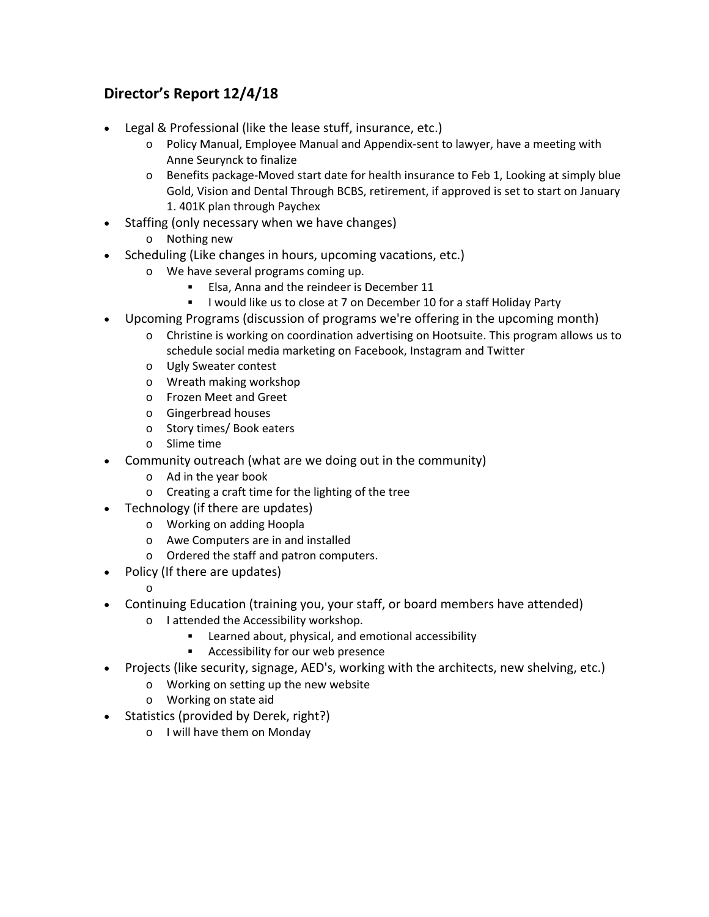## Director's Report 12/4/18

- Legal & Professional (like the lease stuff, insurance, etc.)
  - Policy Manual, Employee Manual and Appendix-sent to lawyer, have a meeting with Anne Seurynck to finalize
  - Benefits package-Moved start date for health insurance to Feb 1, Looking at simply blue Gold, Vision and Dental Through BCBS, retirement, if approved is set to start on January 1. 401K plan through Paychex
- Staffing (only necessary when we have changes)
  - Nothing new
- Scheduling (Like changes in hours, upcoming vacations, etc.)
  - We have several programs coming up.
    - Elsa, Anna and the reindeer is December 11
    - I would like us to close at 7 on December 10 for a staff Holiday Party
- Upcoming Programs (discussion of programs we're offering in the upcoming month)
  - Christine is working on coordination advertising on Hootsuite. This program allows us to schedule social media marketing on Facebook, Instagram and Twitter
  - Ugly Sweater contest
  - Wreath making workshop
  - Frozen Meet and Greet
  - Gingerbread houses
  - Story times/ Book eaters
  - Slime time
- Community outreach (what are we doing out in the community)
  - Ad in the year book
  - Creating a craft time for the lighting of the tree
- Technology (if there are updates)
  - Working on adding Hoopla
  - Awe Computers are in and installed
  - Ordered the staff and patron computers.
- Policy (If there are updates)
  - 
- Continuing Education (training you, your staff, or board members have attended)
  - I attended the Accessibility workshop.
    - Learned about, physical, and emotional accessibility
    - Accessibility for our web presence
- Projects (like security, signage, AED's, working with the architects, new shelving, etc.)
  - Working on setting up the new website
  - Working on state aid
- Statistics (provided by Derek, right?)
  - I will have them on Monday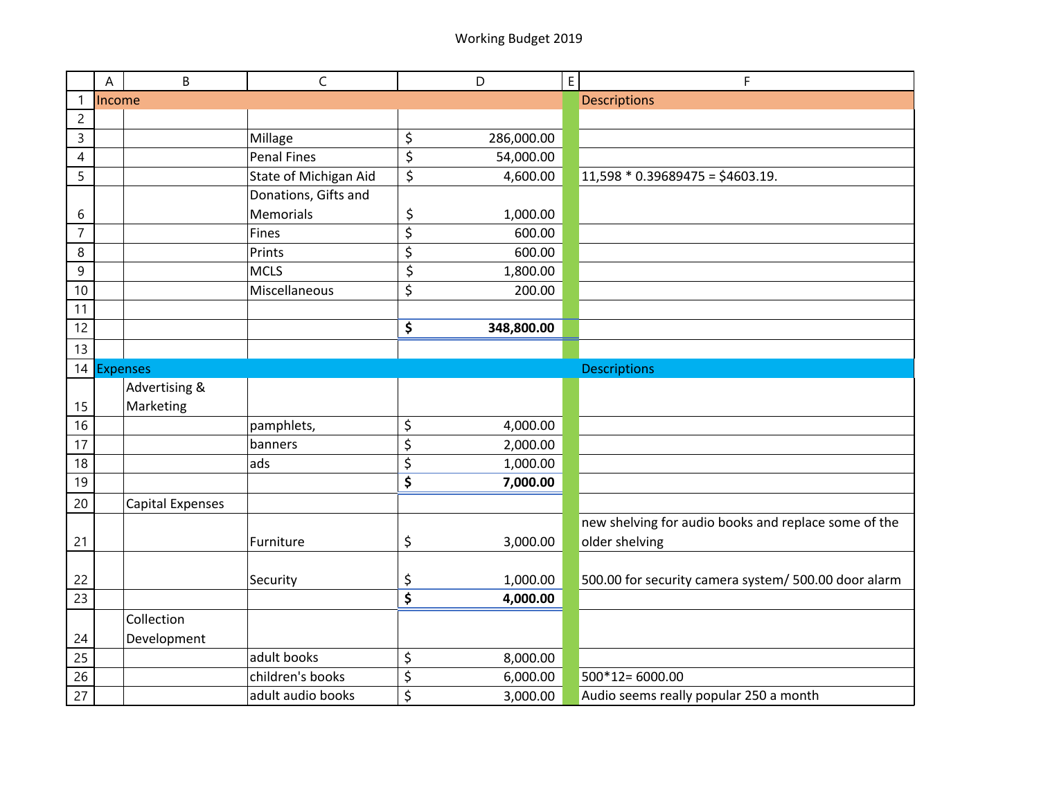Working Budget 2019

| | A | B | C | D | E | F |
|---|---|---|---|---|---|---|
| 1 | Income | | | | | Descriptions |
| 2 | | | | | | |
| 3 | | | Millage | $ 286,000.00 | | |
| 4 | | | Penal Fines | $ 54,000.00 | | |
| 5 | | | State of Michigan Aid | $ 4,600.00 | | 11,598 * 0.39689475 = $4603.19. |
| 6 | | | Donations, Gifts and Memorials | $ 1,000.00 | | |
| 7 | | | Fines | $ 600.00 | | |
| 8 | | | Prints | $ 600.00 | | |
| 9 | | | MCLS | $ 1,800.00 | | |
| 10 | | | Miscellaneous | $ 200.00 | | |
| 11 | | | | | | |
| 12 | | | | **$ 348,800.00** | | |
| 13 | | | | | | |
| 14 | Expenses | | | | | Descriptions |
| 15 | | Advertising & Marketing | | | | |
| 16 | | | pamphlets, | $ 4,000.00 | | |
| 17 | | | banners | $ 2,000.00 | | |
| 18 | | | ads | $ 1,000.00 | | |
| 19 | | | | **$ 7,000.00** | | |
| 20 | | Capital Expenses | | | | |
| 21 | | | Furniture | $ 3,000.00 | | new shelving for audio books and replace some of the older shelving |
| 22 | | | Security | $ 1,000.00 | | 500.00 for security camera system/ 500.00 door alarm |
| 23 | | | | **$ 4,000.00** | | |
| 24 | | Collection Development | | | | |
| 25 | | | adult books | $ 8,000.00 | | |
| 26 | | | children's books | $ 6,000.00 | | 500*12= 6000.00 |
| 27 | | | adult audio books | $ 3,000.00 | | Audio seems really popular 250 a month |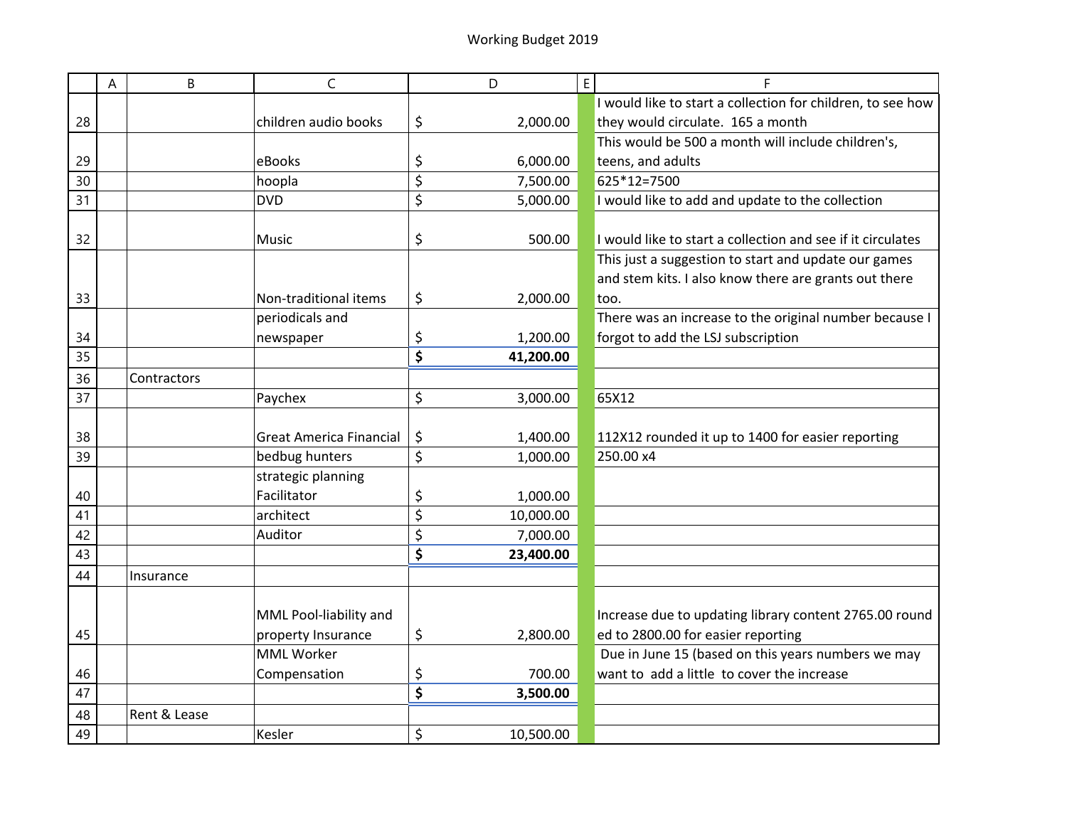# Working Budget 2019

| | A | B | C | D | E | F |
|---|---|---|---|---|---|---|
| 28 | | | children audio books | $ 2,000.00 | | I would like to start a collection for children, to see how they would circulate. 165 a month |
| 29 | | | eBooks | $ 6,000.00 | | This would be 500 a month will include children's, teens, and adults |
| 30 | | | hoopla | $ 7,500.00 | | 625*12=7500 |
| 31 | | | DVD | $ 5,000.00 | | I would like to add and update to the collection |
| 32 | | | Music | $ 500.00 | | I would like to start a collection and see if it circulates |
| 33 | | | Non-traditional items | $ 2,000.00 | | This just a suggestion to start and update our games and stem kits. I also know there are grants out there too. |
| 34 | | | periodicals and newspaper | $ 1,200.00 | | There was an increase to the original number because I forgot to add the LSJ subscription |
| 35 | | | | **$ 41,200.00** | | |
| 36 | | Contractors | | | | |
| 37 | | | Paychex | $ 3,000.00 | | 65X12 |
| 38 | | | Great America Financial | $ 1,400.00 | | 112X12 rounded it up to 1400 for easier reporting |
| 39 | | | bedbug hunters | $ 1,000.00 | | 250.00 x4 |
| 40 | | | strategic planning Facilitator | $ 1,000.00 | | |
| 41 | | | architect | $ 10,000.00 | | |
| 42 | | | Auditor | $ 7,000.00 | | |
| 43 | | | | **$ 23,400.00** | | |
| 44 | | Insurance | | | | |
| 45 | | | MML Pool-liability and property Insurance | $ 2,800.00 | | Increase due to updating library content 2765.00 round ed to 2800.00 for easier reporting |
| 46 | | | MML Worker Compensation | $ 700.00 | | Due in June 15 (based on this years numbers we may want to add a little to cover the increase |
| 47 | | | | **$ 3,500.00** | | |
| 48 | | Rent & Lease | | | | |
| 49 | | | Kesler | $ 10,500.00 | | |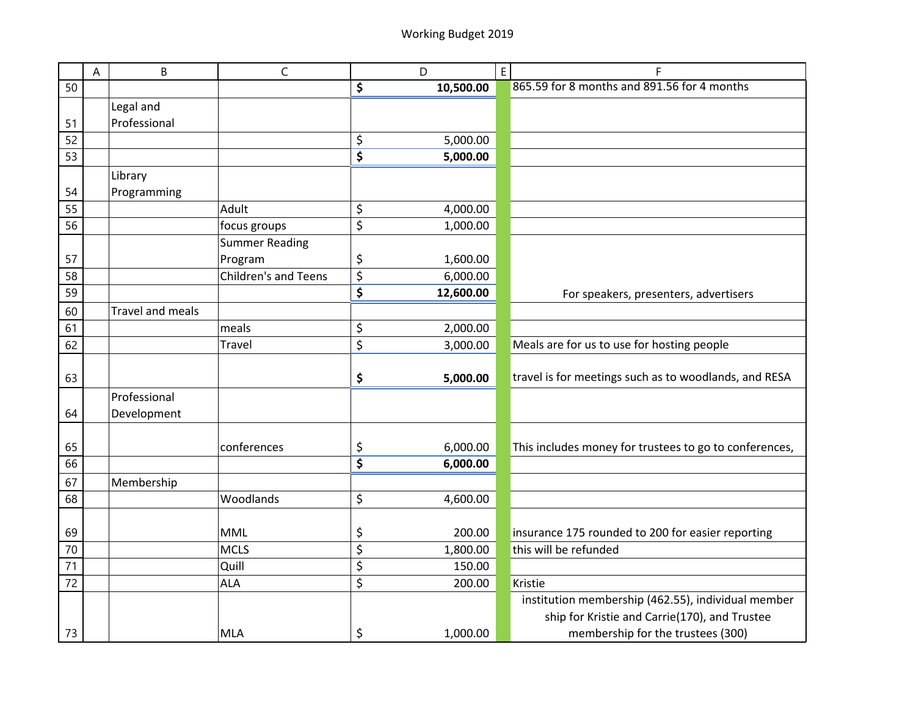# Working Budget 2019

| | A | B | C | D | E | F |
|---|---|---|---|---|---|---|
| 50 | | | | **$ 10,500.00** | | 865.59 for 8 months and 891.56 for 4 months |
| 51 | | Legal and Professional | | | | |
| 52 | | | | $ 5,000.00 | | |
| 53 | | | | **$ 5,000.00** | | |
| 54 | | Library Programming | | | | |
| 55 | | | Adult | $ 4,000.00 | | |
| 56 | | | focus groups | $ 1,000.00 | | |
| 57 | | | Summer Reading Program | $ 1,600.00 | | |
| 58 | | | Children's and Teens | $ 6,000.00 | | |
| 59 | | | | **$ 12,600.00** | | For speakers, presenters, advertisers |
| 60 | | Travel and meals | | | | |
| 61 | | | meals | $ 2,000.00 | | |
| 62 | | | Travel | $ 3,000.00 | | Meals are for us to use for hosting people |
| 63 | | | | **$ 5,000.00** | | travel is for meetings such as to woodlands, and RESA |
| 64 | | Professional Development | | | | |
| 65 | | | conferences | $ 6,000.00 | | This includes money for trustees to go to conferences, |
| 66 | | | | **$ 6,000.00** | | |
| 67 | | Membership | | | | |
| 68 | | | Woodlands | $ 4,600.00 | | |
| 69 | | | MML | $ 200.00 | | insurance 175 rounded to 200 for easier reporting |
| 70 | | | MCLS | $ 1,800.00 | | this will be refunded |
| 71 | | | Quill | $ 150.00 | | |
| 72 | | | ALA | $ 200.00 | | Kristie |
| 73 | | | MLA | $ 1,000.00 | | institution membership (462.55), individual member ship for Kristie and Carrie(170), and Trustee membership for the trustees (300) |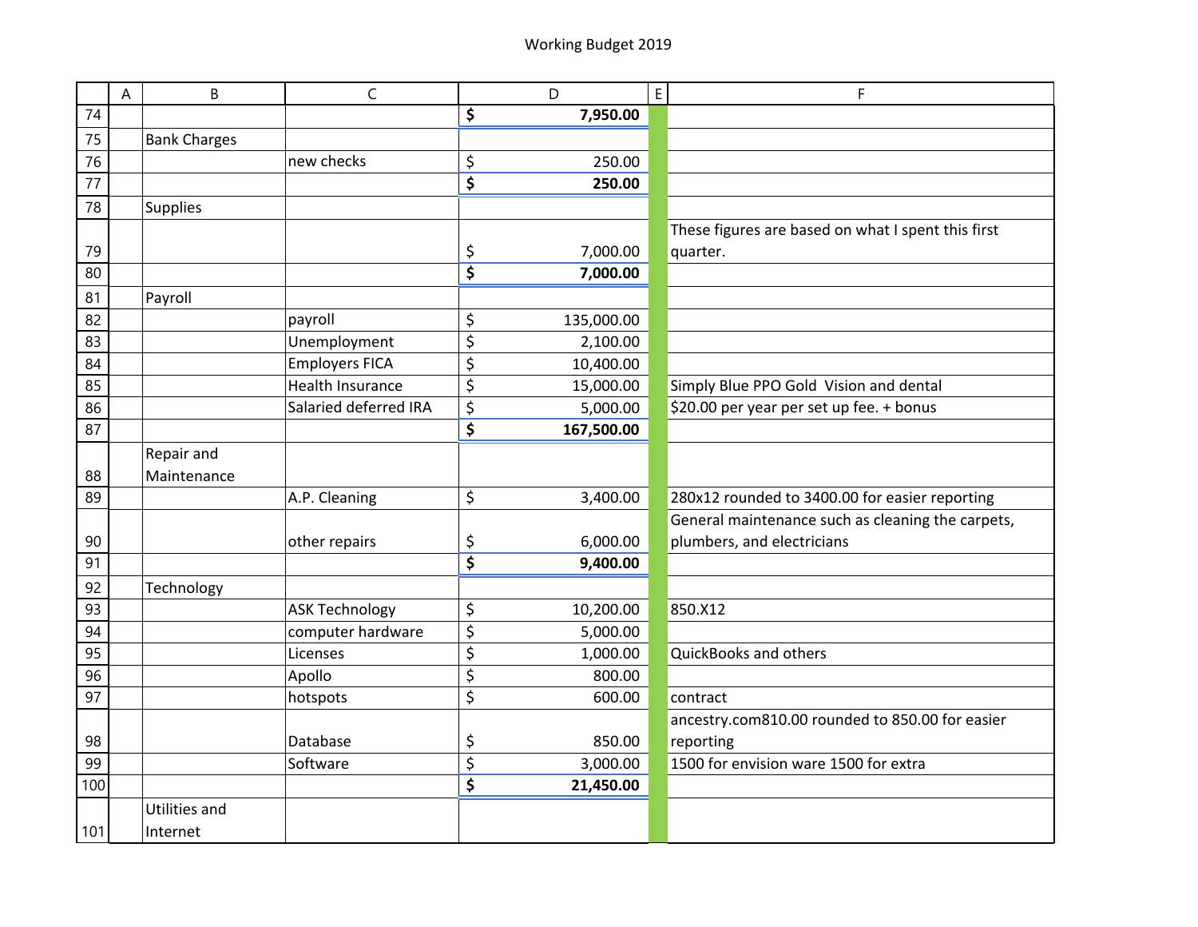Working Budget 2019

| | A | B | C | D | E | F |
|---|---|---|---|---|---|---|
| 74 | | | | **$ 7,950.00** | | |
| 75 | | Bank Charges | | | | |
| 76 | | | new checks | $ 250.00 | | |
| 77 | | | | **$ 250.00** | | |
| 78 | | Supplies | | | | |
| 79 | | | | $ 7,000.00 | | These figures are based on what I spent this first quarter. |
| 80 | | | | **$ 7,000.00** | | |
| 81 | | Payroll | | | | |
| 82 | | | payroll | $ 135,000.00 | | |
| 83 | | | Unemployment | $ 2,100.00 | | |
| 84 | | | Employers FICA | $ 10,400.00 | | |
| 85 | | | Health Insurance | $ 15,000.00 | | Simply Blue PPO Gold Vision and dental |
| 86 | | | Salaried deferred IRA | $ 5,000.00 | | $20.00 per year per set up fee. + bonus |
| 87 | | | | **$ 167,500.00** | | |
| 88 | | Repair and Maintenance | | | | |
| 89 | | | A.P. Cleaning | $ 3,400.00 | | 280x12 rounded to 3400.00 for easier reporting |
| 90 | | | other repairs | $ 6,000.00 | | General maintenance such as cleaning the carpets, plumbers, and electricians |
| 91 | | | | **$ 9,400.00** | | |
| 92 | | Technology | | | | |
| 93 | | | ASK Technology | $ 10,200.00 | | 850.X12 |
| 94 | | | computer hardware | $ 5,000.00 | | |
| 95 | | | Licenses | $ 1,000.00 | | QuickBooks and others |
| 96 | | | Apollo | $ 800.00 | | |
| 97 | | | hotspots | $ 600.00 | | contract |
| 98 | | | Database | $ 850.00 | | ancestry.com810.00 rounded to 850.00 for easier reporting |
| 99 | | | Software | $ 3,000.00 | | 1500 for envision ware 1500 for extra |
| 100 | | | | **$ 21,450.00** | | |
| 101 | | Utilities and Internet | | | | |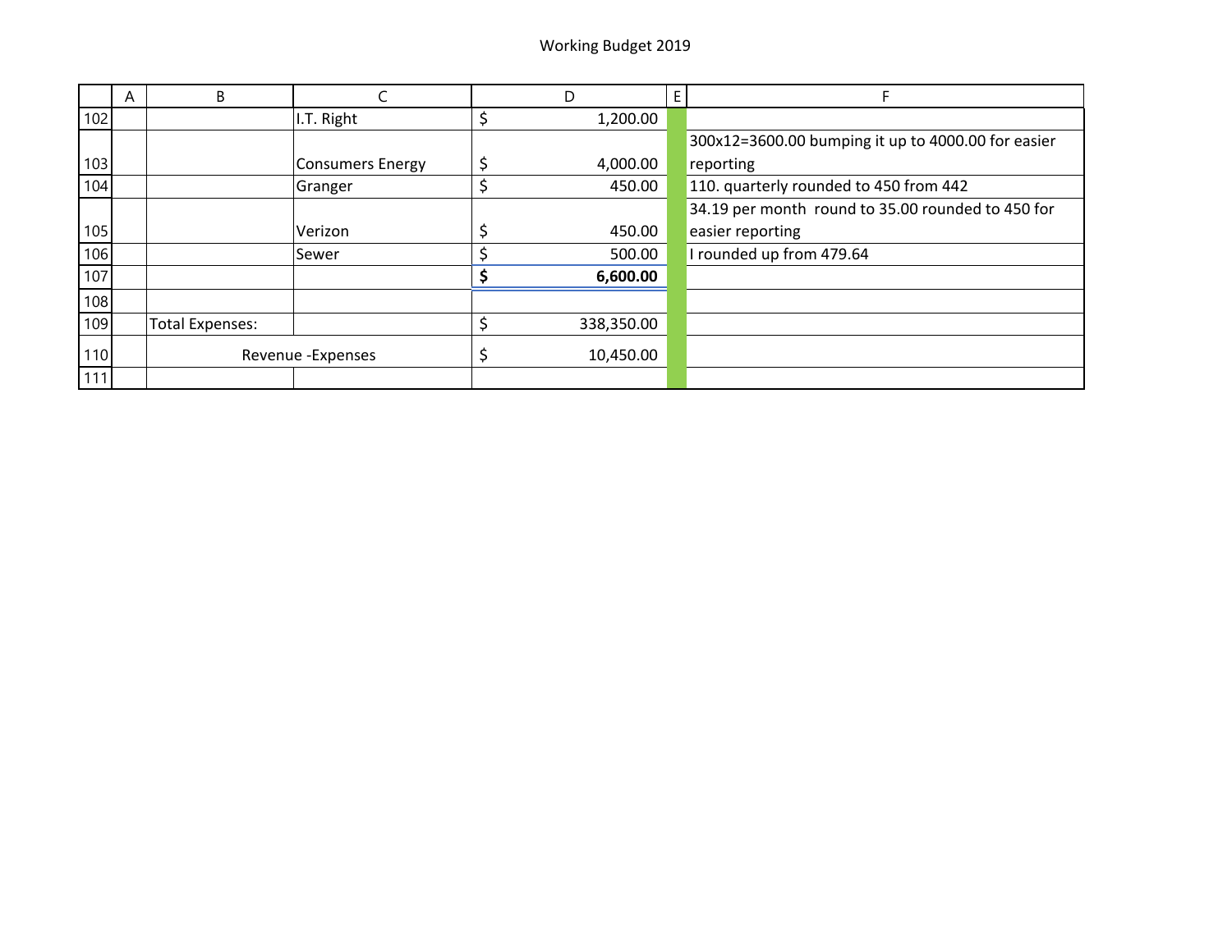Working Budget 2019

| | A | B | C | D | E | F |
|---|---|---|---|---|---|---|
| 102 | | | I.T. Right | $ 1,200.00 | | |
| 103 | | | Consumers Energy | $ 4,000.00 | | 300x12=3600.00 bumping it up to 4000.00 for easier reporting |
| 104 | | | Granger | $ 450.00 | | 110. quarterly rounded to 450 from 442 |
| 105 | | | Verizon | $ 450.00 | | 34.19 per month round to 35.00 rounded to 450 for easier reporting |
| 106 | | | Sewer | $ 500.00 | | I rounded up from 479.64 |
| 107 | | | | **$ 6,600.00** | | |
| 108 | | | | | | |
| 109 | | Total Expenses: | | $ 338,350.00 | | |
| 110 | | Revenue -Expenses | | $ 10,450.00 | | |
| 111 | | | | | | |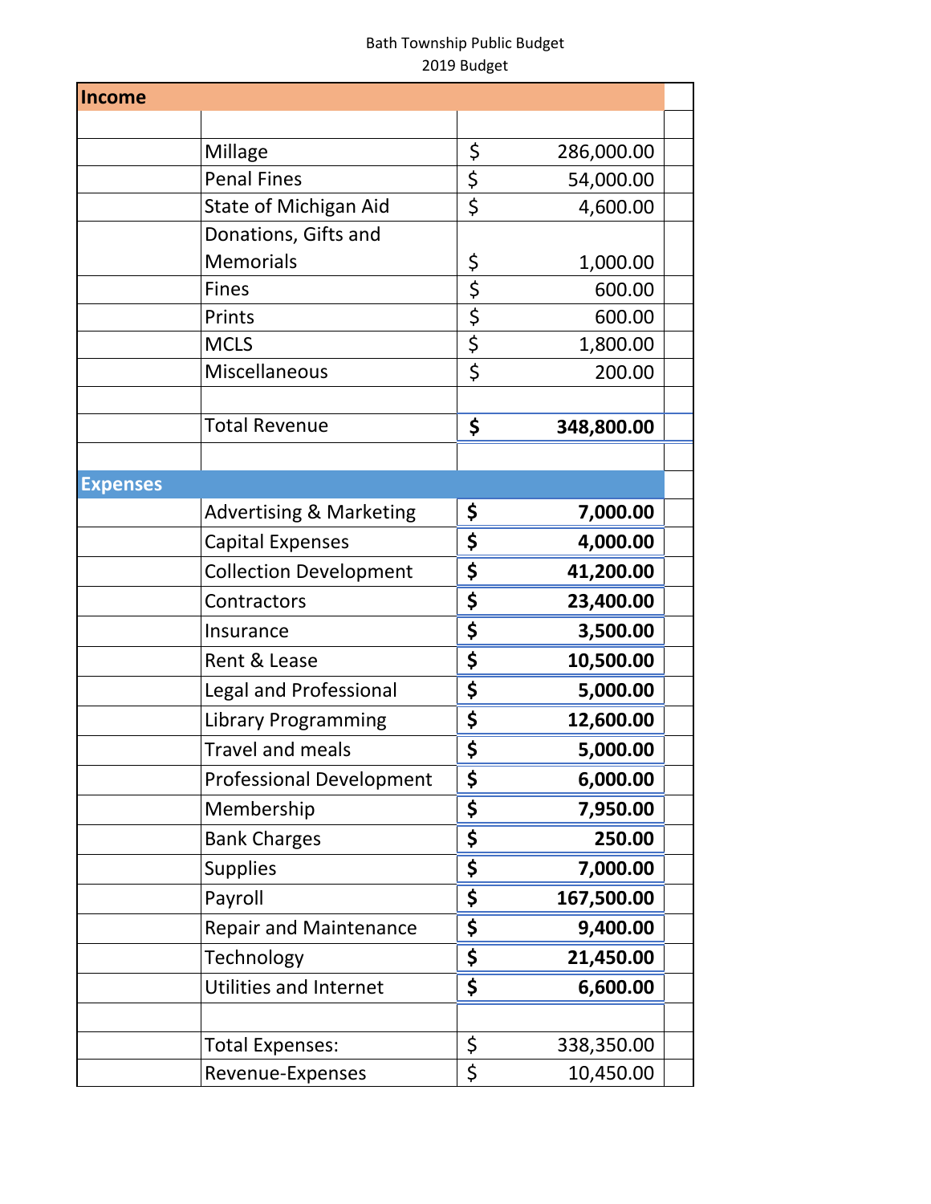Bath Township Public Budget
2019 Budget

| | | | |
|---|---|---|---|
| **Income** | | | |
| | | | |
| | Millage | $ | 286,000.00 |
| | Penal Fines | $ | 54,000.00 |
| | State of Michigan Aid | $ | 4,600.00 |
| | Donations, Gifts and Memorials | $ | 1,000.00 |
| | Fines | $ | 600.00 |
| | Prints | $ | 600.00 |
| | MCLS | $ | 1,800.00 |
| | Miscellaneous | $ | 200.00 |
| | | | |
| | Total Revenue | **$** | **348,800.00** |
| | | | |
| **Expenses** | | | |
| | Advertising & Marketing | **$** | **7,000.00** |
| | Capital Expenses | **$** | **4,000.00** |
| | Collection Development | **$** | **41,200.00** |
| | Contractors | **$** | **23,400.00** |
| | Insurance | **$** | **3,500.00** |
| | Rent & Lease | **$** | **10,500.00** |
| | Legal and Professional | **$** | **5,000.00** |
| | Library Programming | **$** | **12,600.00** |
| | Travel and meals | **$** | **5,000.00** |
| | Professional Development | **$** | **6,000.00** |
| | Membership | **$** | **7,950.00** |
| | Bank Charges | **$** | **250.00** |
| | Supplies | **$** | **7,000.00** |
| | Payroll | **$** | **167,500.00** |
| | Repair and Maintenance | **$** | **9,400.00** |
| | Technology | **$** | **21,450.00** |
| | Utilities and Internet | **$** | **6,600.00** |
| | | | |
| | Total Expenses: | $ | 338,350.00 |
| | Revenue-Expenses | $ | 10,450.00 |